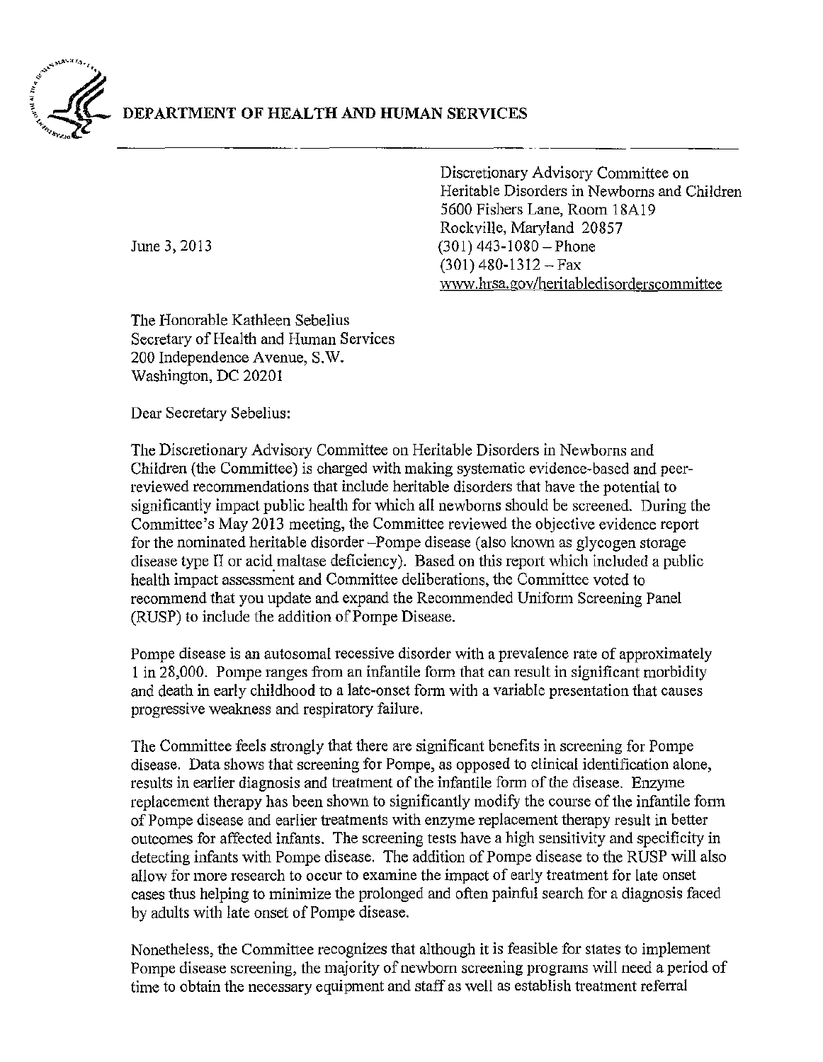# DEPARTMENT OF HEALTH AND HUMAN SERVICES

Discretionary Advisory Committee on
Heritable Disorders in Newborns and Children
5600 Fishers Lane, Room 18A19
Rockville, Maryland 20857
(301) 443-1080 – Phone
(301) 480-1312 – Fax
www.hrsa.gov/heritabledisorderscommittee

June 3, 2013

The Honorable Kathleen Sebelius
Secretary of Health and Human Services
200 Independence Avenue, S.W.
Washington, DC 20201

Dear Secretary Sebelius:

The Discretionary Advisory Committee on Heritable Disorders in Newborns and Children (the Committee) is charged with making systematic evidence-based and peer-reviewed recommendations that include heritable disorders that have the potential to significantly impact public health for which all newborns should be screened. During the Committee's May 2013 meeting, the Committee reviewed the objective evidence report for the nominated heritable disorder –Pompe disease (also known as glycogen storage disease type II or acid maltase deficiency). Based on this report which included a public health impact assessment and Committee deliberations, the Committee voted to recommend that you update and expand the Recommended Uniform Screening Panel (RUSP) to include the addition of Pompe Disease.

Pompe disease is an autosomal recessive disorder with a prevalence rate of approximately 1 in 28,000. Pompe ranges from an infantile form that can result in significant morbidity and death in early childhood to a late-onset form with a variable presentation that causes progressive weakness and respiratory failure.

The Committee feels strongly that there are significant benefits in screening for Pompe disease. Data shows that screening for Pompe, as opposed to clinical identification alone, results in earlier diagnosis and treatment of the infantile form of the disease. Enzyme replacement therapy has been shown to significantly modify the course of the infantile form of Pompe disease and earlier treatments with enzyme replacement therapy result in better outcomes for affected infants. The screening tests have a high sensitivity and specificity in detecting infants with Pompe disease. The addition of Pompe disease to the RUSP will also allow for more research to occur to examine the impact of early treatment for late onset cases thus helping to minimize the prolonged and often painful search for a diagnosis faced by adults with late onset of Pompe disease.

Nonetheless, the Committee recognizes that although it is feasible for states to implement Pompe disease screening, the majority of newborn screening programs will need a period of time to obtain the necessary equipment and staff as well as establish treatment referral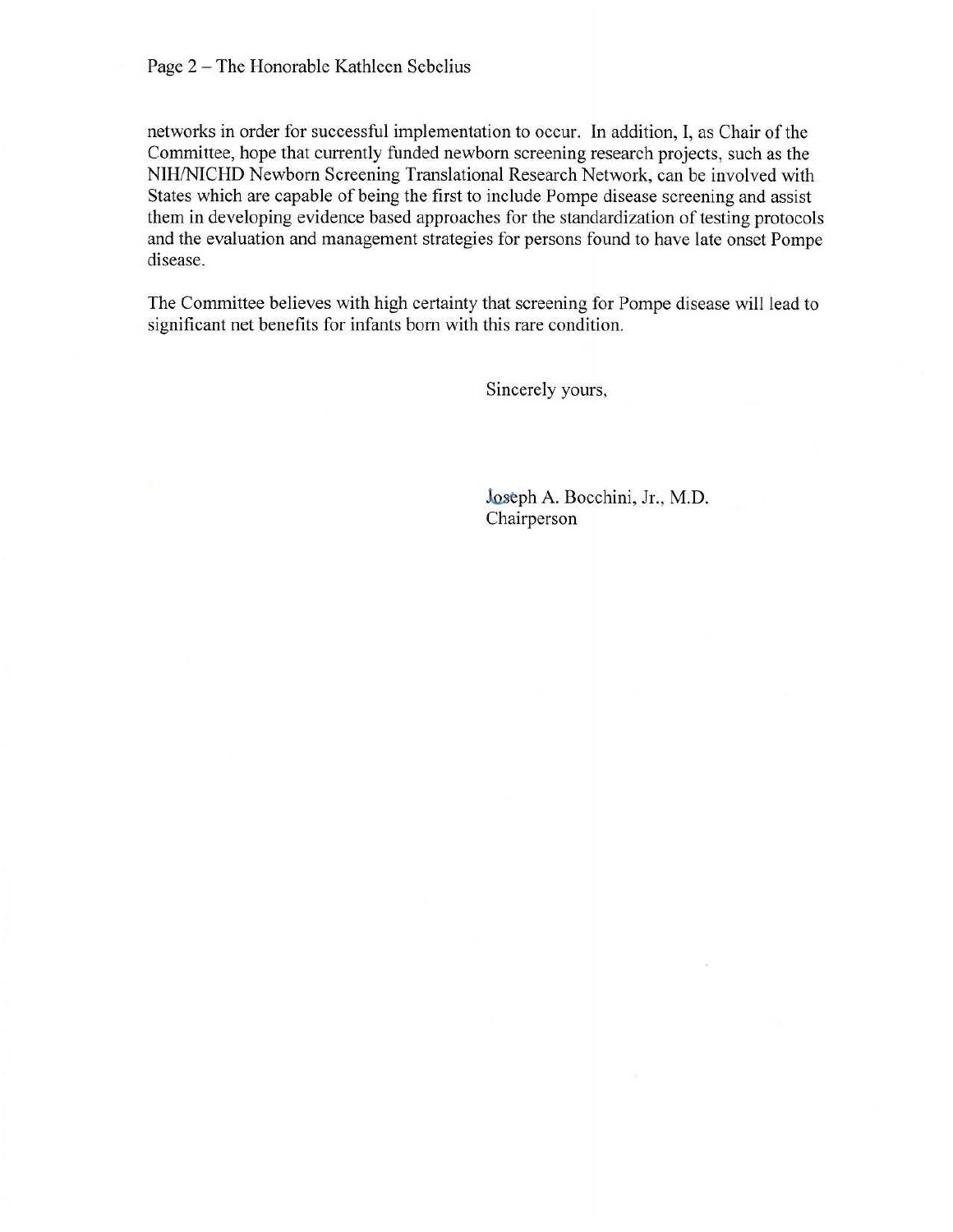networks in order for successful implementation to occur. In addition, I, as Chair of the Committee, hope that currently funded newborn screening research projects, such as the NIH/NICHD Newborn Screening Translational Research Network, can be involved with States which are capable of being the first to include Pompe disease screening and assist them in developing evidence based approaches for the standardization of testing protocols and the evaluation and management strategies for persons found to have late onset Pompe disease.

The Committee believes with high certainty that screening for Pompe disease will lead to significant net benefits for infants born with this rare condition.

Sincerely yours,

Joseph A. Bocchini, Jr., M.D.
Chairperson